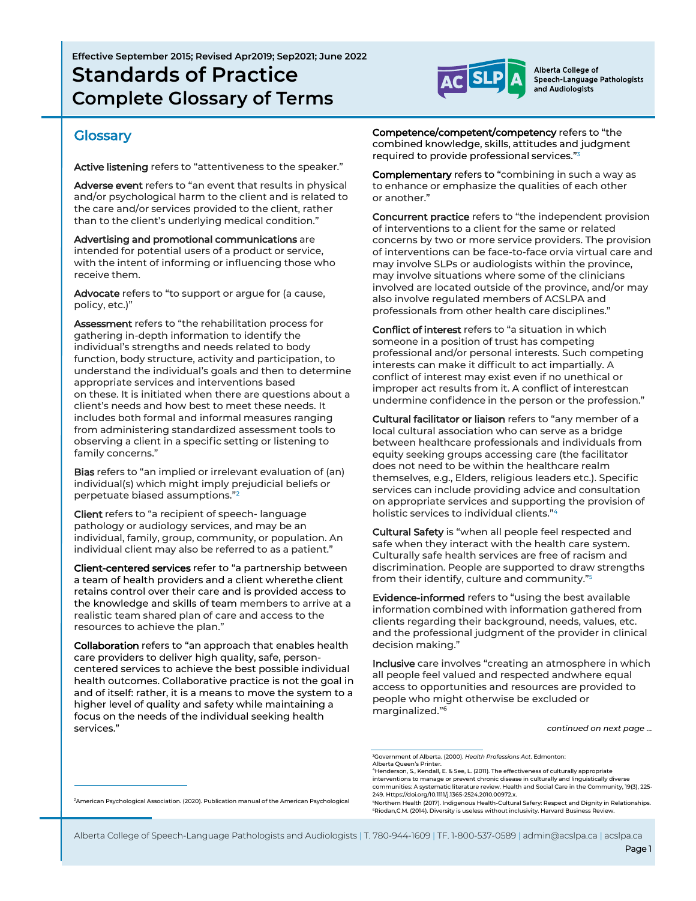Effective September 2015; Revised Apr2019; Sep2021; June 2022

# Standards of Practice
## Complete Glossary of Terms

Alberta College of Speech-Language Pathologists and Audiologists

## Glossary

**Active listening** refers to "attentiveness to the speaker."

**Adverse event** refers to "an event that results in physical and/or psychological harm to the client and is related to the care and/or services provided to the client, rather than to the client's underlying medical condition."

**Advertising and promotional communications** are intended for potential users of a product or service, with the intent of informing or influencing those who receive them.

**Advocate** refers to "to support or argue for (a cause, policy, etc.)"

**Assessment** refers to "the rehabilitation process for gathering in-depth information to identify the individual's strengths and needs related to body function, body structure, activity and participation, to understand the individual's goals and then to determine appropriate services and interventions based on these. It is initiated when there are questions about a client's needs and how best to meet these needs. It includes both formal and informal measures ranging from administering standardized assessment tools to observing a client in a specific setting or listening to family concerns."

**Bias** refers to "an implied or irrelevant evaluation of (an) individual(s) which might imply prejudicial beliefs or perpetuate biased assumptions."[2]

**Client** refers to "a recipient of speech- language pathology or audiology services, and may be an individual, family, group, community, or population. An individual client may also be referred to as a patient."

**Client-centered services** refer to "a partnership between a team of health providers and a client wherethe client retains control over their care and is provided access to the knowledge and skills of team members to arrive at a realistic team shared plan of care and access to the resources to achieve the plan."

**Collaboration** refers to "an approach that enables health care providers to deliver high quality, safe, person-centered services to achieve the best possible individual health outcomes. Collaborative practice is not the goal in and of itself: rather, it is a means to move the system to a higher level of quality and safety while maintaining a focus on the needs of the individual seeking health services."

**Competence/competent/competency** refers to "the combined knowledge, skills, attitudes and judgment required to provide professional services."[3]

**Complementary** refers to "combining in such a way as to enhance or emphasize the qualities of each other or another."

**Concurrent practice** refers to "the independent provision of interventions to a client for the same or related concerns by two or more service providers. The provision of interventions can be face-to-face orvia virtual care and may involve SLPs or audiologists within the province, may involve situations where some of the clinicians involved are located outside of the province, and/or may also involve regulated members of ACSLPA and professionals from other health care disciplines."

**Conflict of interest** refers to "a situation in which someone in a position of trust has competing professional and/or personal interests. Such competing interests can make it difficult to act impartially. A conflict of interest may exist even if no unethical or improper act results from it. A conflict of interestcan undermine confidence in the person or the profession."

**Cultural facilitator or liaison** refers to "any member of a local cultural association who can serve as a bridge between healthcare professionals and individuals from equity seeking groups accessing care (the facilitator does not need to be within the healthcare realm themselves, e.g., Elders, religious leaders etc.). Specific services can include providing advice and consultation on appropriate services and supporting the provision of holistic services to individual clients."[4]

**Cultural Safety** is "when all people feel respected and safe when they interact with the health care system. Culturally safe health services are free of racism and discrimination. People are supported to draw strengths from their identify, culture and community."[5]

**Evidence-informed** refers to "using the best available information combined with information gathered from clients regarding their background, needs, values, etc. and the professional judgment of the provider in clinical decision making."

**Inclusive** care involves "creating an atmosphere in which all people feel valued and respected andwhere equal access to opportunities and resources are provided to people who might otherwise be excluded or marginalized."[6]

*continued on next page ...*

---

[2]American Psychological Association. (2020). Publication manual of the American Psychological

[3]Government of Alberta. (2000). *Health Professions Act*. Edmonton: Alberta Queen's Printer.

[4]Henderson, S., Kendall, E. & See, L. (2011). The effectiveness of culturally appropriate interventions to manage or prevent chronic disease in culturally and linguistically diverse communities: A systematic literature review. Health and Social Care in the Community, 19(3), 225-249. Https://doi.org/10.1111/j.1365-2524.2010.00972.x.

[5]Northern Health (2017). Indigenous Health-Cultural Safery: Respect and Dignity in Relationships.

[6]Riodan,C.M. (2014). Diversity is useless without inclusivity. Harvard Business Review.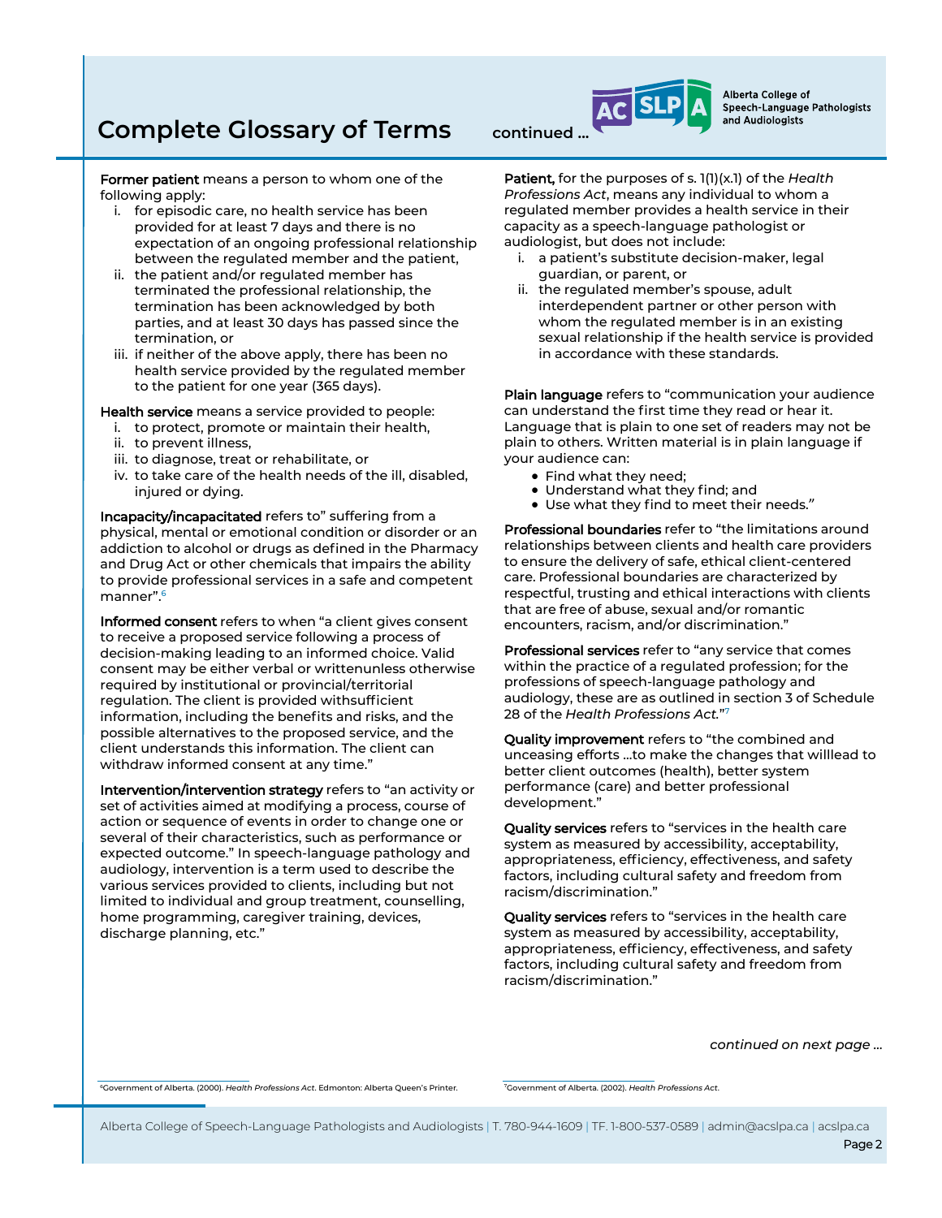# Complete Glossary of Terms continued ...

**Former patient** means a person to whom one of the following apply:

i. for episodic care, no health service has been provided for at least 7 days and there is no expectation of an ongoing professional relationship between the regulated member and the patient,
ii. the patient and/or regulated member has terminated the professional relationship, the termination has been acknowledged by both parties, and at least 30 days has passed since the termination, or
iii. if neither of the above apply, there has been no health service provided by the regulated member to the patient for one year (365 days).

**Health service** means a service provided to people:

i. to protect, promote or maintain their health,
ii. to prevent illness,
iii. to diagnose, treat or rehabilitate, or
iv. to take care of the health needs of the ill, disabled, injured or dying.

**Incapacity/incapacitated** refers to" suffering from a physical, mental or emotional condition or disorder or an addiction to alcohol or drugs as defined in the Pharmacy and Drug Act or other chemicals that impairs the ability to provide professional services in a safe and competent manner".[6]

**Informed consent** refers to when "a client gives consent to receive a proposed service following a process of decision-making leading to an informed choice. Valid consent may be either verbal or writtenunless otherwise required by institutional or provincial/territorial regulation. The client is provided withsufficient information, including the benefits and risks, and the possible alternatives to the proposed service, and the client understands this information. The client can withdraw informed consent at any time."

**Intervention/intervention strategy** refers to "an activity or set of activities aimed at modifying a process, course of action or sequence of events in order to change one or several of their characteristics, such as performance or expected outcome." In speech-language pathology and audiology, intervention is a term used to describe the various services provided to clients, including but not limited to individual and group treatment, counselling, home programming, caregiver training, devices, discharge planning, etc."

**Patient,** for the purposes of s. 1(1)(x.1) of the *Health Professions Act*, means any individual to whom a regulated member provides a health service in their capacity as a speech-language pathologist or audiologist, but does not include:

i. a patient's substitute decision-maker, legal guardian, or parent, or
ii. the regulated member's spouse, adult interdependent partner or other person with whom the regulated member is in an existing sexual relationship if the health service is provided in accordance with these standards.

**Plain language** refers to "communication your audience can understand the first time they read or hear it. Language that is plain to one set of readers may not be plain to others. Written material is in plain language if your audience can:

- Find what they need;
- Understand what they find; and
- Use what they find to meet their needs."

**Professional boundaries** refer to "the limitations around relationships between clients and health care providers to ensure the delivery of safe, ethical client-centered care. Professional boundaries are characterized by respectful, trusting and ethical interactions with clients that are free of abuse, sexual and/or romantic encounters, racism, and/or discrimination."

**Professional services** refer to "any service that comes within the practice of a regulated profession; for the professions of speech-language pathology and audiology, these are as outlined in section 3 of Schedule 28 of the *Health Professions Act.*"[7]

**Quality improvement** refers to "the combined and unceasing efforts ...to make the changes that willlead to better client outcomes (health), better system performance (care) and better professional development."

**Quality services** refers to "services in the health care system as measured by accessibility, acceptability, appropriateness, efficiency, effectiveness, and safety factors, including cultural safety and freedom from racism/discrimination."

**Quality services** refers to "services in the health care system as measured by accessibility, acceptability, appropriateness, efficiency, effectiveness, and safety factors, including cultural safety and freedom from racism/discrimination."

*continued on next page ...*

[6] Government of Alberta. (2000). *Health Professions Act*. Edmonton: Alberta Queen's Printer.

[7] Government of Alberta. (2002). *Health Professions Act*.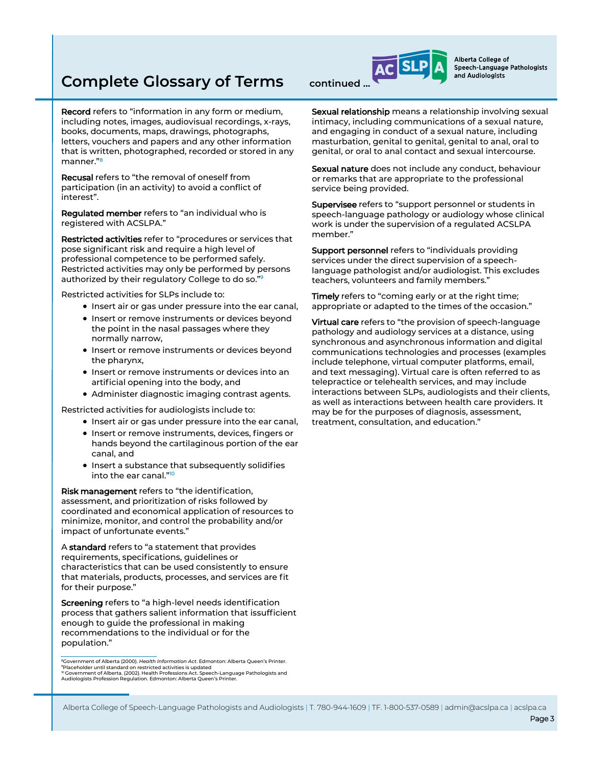# Complete Glossary of Terms continued ...

**Record** refers to "information in any form or medium, including notes, images, audiovisual recordings, x-rays, books, documents, maps, drawings, photographs, letters, vouchers and papers and any other information that is written, photographed, recorded or stored in any manner."[8]

**Recusal** refers to "the removal of oneself from participation (in an activity) to avoid a conflict of interest".

**Regulated member** refers to "an individual who is registered with ACSLPA."

**Restricted activities** refer to "procedures or services that pose significant risk and require a high level of professional competence to be performed safely. Restricted activities may only be performed by persons authorized by their regulatory College to do so."[9]

Restricted activities for SLPs include to:

- Insert air or gas under pressure into the ear canal,
- Insert or remove instruments or devices beyond the point in the nasal passages where they normally narrow,
- Insert or remove instruments or devices beyond the pharynx,
- Insert or remove instruments or devices into an artificial opening into the body, and
- Administer diagnostic imaging contrast agents.

Restricted activities for audiologists include to:

- Insert air or gas under pressure into the ear canal,
- Insert or remove instruments, devices, fingers or hands beyond the cartilaginous portion of the ear canal, and
- Insert a substance that subsequently solidifies into the ear canal."[10]

**Risk management** refers to "the identification, assessment, and prioritization of risks followed by coordinated and economical application of resources to minimize, monitor, and control the probability and/or impact of unfortunate events."

A **standard** refers to "a statement that provides requirements, specifications, guidelines or characteristics that can be used consistently to ensure that materials, products, processes, and services are fit for their purpose."

**Screening** refers to "a high-level needs identification process that gathers salient information that issufficient enough to guide the professional in making recommendations to the individual or for the population."

**Sexual relationship** means a relationship involving sexual intimacy, including communications of a sexual nature, and engaging in conduct of a sexual nature, including masturbation, genital to genital, genital to anal, oral to genital, or oral to anal contact and sexual intercourse.

**Sexual nature** does not include any conduct, behaviour or remarks that are appropriate to the professional service being provided.

**Supervisee** refers to "support personnel or students in speech-language pathology or audiology whose clinical work is under the supervision of a regulated ACSLPA member."

**Support personnel** refers to "individuals providing services under the direct supervision of a speech-language pathologist and/or audiologist. This excludes teachers, volunteers and family members."

**Timely** refers to "coming early or at the right time; appropriate or adapted to the times of the occasion."

**Virtual care** refers to "the provision of speech-language pathology and audiology services at a distance, using synchronous and asynchronous information and digital communications technologies and processes (examples include telephone, virtual computer platforms, email, and text messaging). Virtual care is often referred to as telepractice or telehealth services, and may include interactions between SLPs, audiologists and their clients, as well as interactions between health care providers. It may be for the purposes of diagnosis, assessment, treatment, consultation, and education."

---

[8] Government of Alberta (2000). *Health Information Act*. Edmonton: Alberta Queen's Printer.
[9] Placeholder until standard on restricted activities is updated
[10] Government of Alberta. (2002). Health Professions Act. Speech-Language Pathologists and Audiologists Profession Regulation. Edmonton: Alberta Queen's Printer.